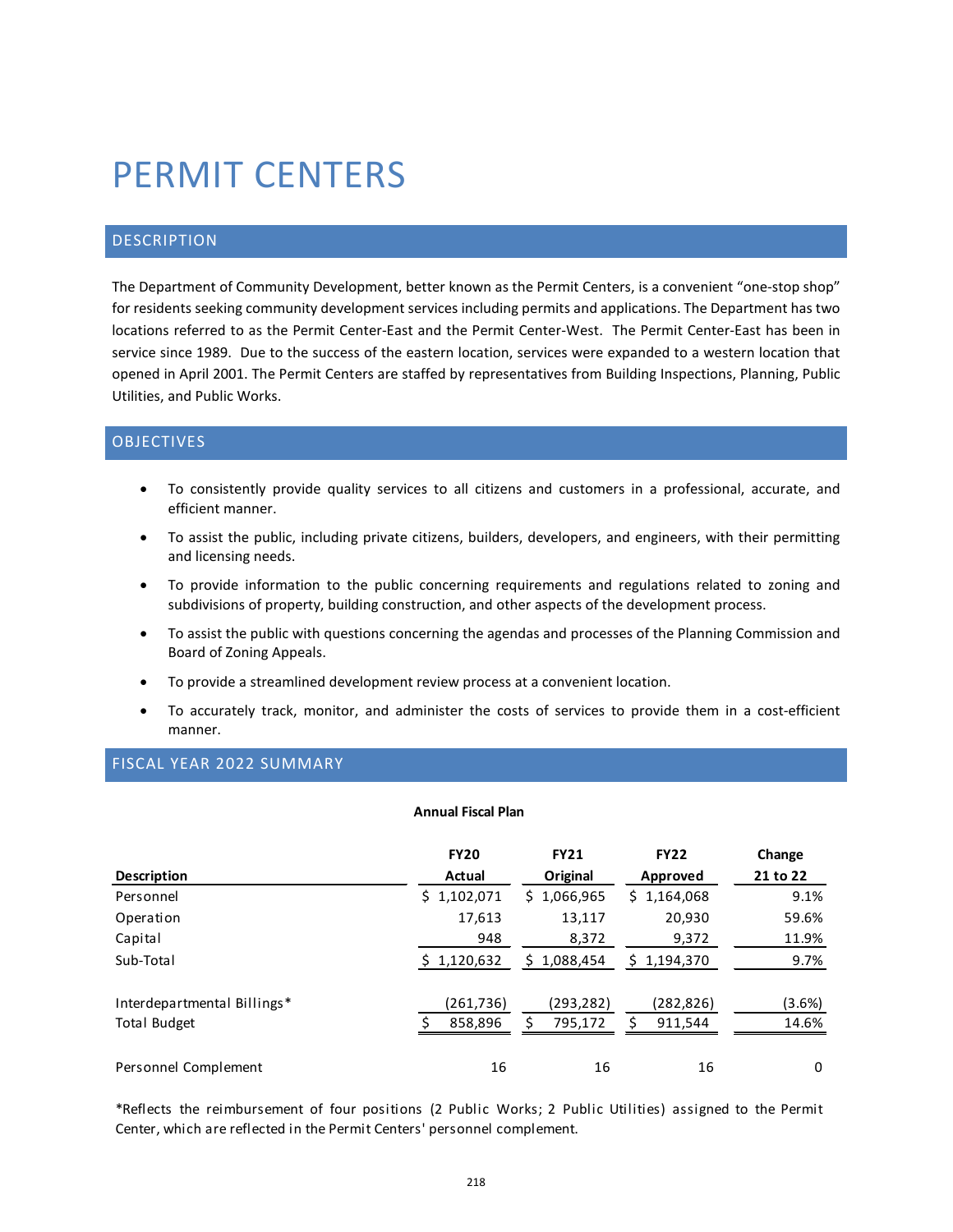# PERMIT CENTERS

## DESCRIPTION

The Department of Community Development, better known as the Permit Centers, is a convenient "one-stop shop" for residents seeking community development services including permits and applications. The Department has two locations referred to as the Permit Center-East and the Permit Center-West. The Permit Center-East has been in service since 1989. Due to the success of the eastern location, services were expanded to a western location that opened in April 2001. The Permit Centers are staffed by representatives from Building Inspections, Planning, Public Utilities, and Public Works.

## OBJECTIVES

- To consistently provide quality services to all citizens and customers in a professional, accurate, and efficient manner.
- To assist the public, including private citizens, builders, developers, and engineers, with their permitting and licensing needs.
- To provide information to the public concerning requirements and regulations related to zoning and subdivisions of property, building construction, and other aspects of the development process.
- To assist the public with questions concerning the agendas and processes of the Planning Commission and Board of Zoning Appeals.
- To provide a streamlined development review process at a convenient location.
- To accurately track, monitor, and administer the costs of services to provide them in a cost-efficient manner.

## FISCAL YEAR 2022 SUMMARY

**Annual Fiscal Plan**

| Description | FY20 Actual | FY21 Original | FY22 Approved | Change 21 to 22 |
|---|---|---|---|---|
| Personnel | $ 1,102,071 | $ 1,066,965 | $ 1,164,068 | 9.1% |
| Operation | 17,613 | 13,117 | 20,930 | 59.6% |
| Capital | 948 | 8,372 | 9,372 | 11.9% |
| Sub-Total | $ 1,120,632 | $ 1,088,454 | $ 1,194,370 | 9.7% |
| | | | | |
| Interdepartmental Billings* | (261,736) | (293,282) | (282,826) | (3.6%) |
| Total Budget | $ 858,896 | $ 795,172 | $ 911,544 | 14.6% |
| | | | | |
| Personnel Complement | 16 | 16 | 16 | 0 |

*Reflects the reimbursement of four positions (2 Public Works; 2 Public Utilities) assigned to the Permit Center, which are reflected in the Permit Centers' personnel complement.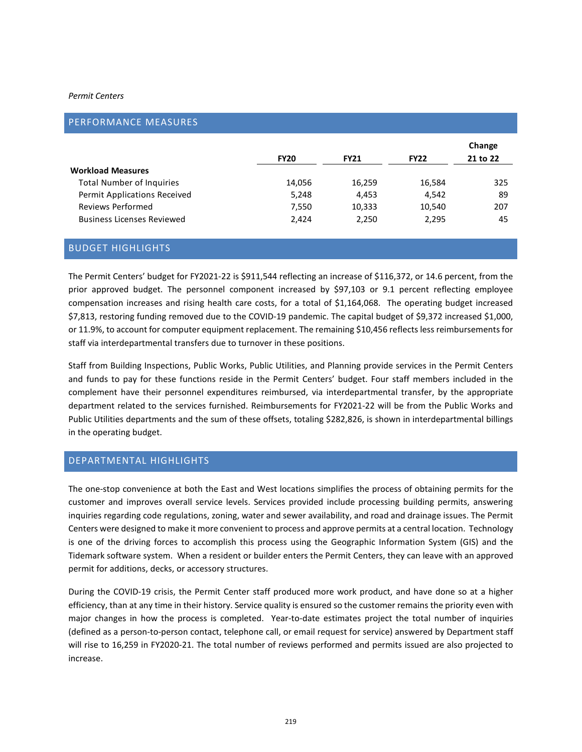*Permit Centers*

## PERFORMANCE MEASURES

| | FY20 | FY21 | FY22 | Change 21 to 22 |
|---|---|---|---|---|
| **Workload Measures** | | | | |
| Total Number of Inquiries | 14,056 | 16,259 | 16,584 | 325 |
| Permit Applications Received | 5,248 | 4,453 | 4,542 | 89 |
| Reviews Performed | 7,550 | 10,333 | 10,540 | 207 |
| Business Licenses Reviewed | 2,424 | 2,250 | 2,295 | 45 |

## BUDGET HIGHLIGHTS

The Permit Centers' budget for FY2021-22 is $911,544 reflecting an increase of $116,372, or 14.6 percent, from the prior approved budget. The personnel component increased by $97,103 or 9.1 percent reflecting employee compensation increases and rising health care costs, for a total of $1,164,068. The operating budget increased $7,813, restoring funding removed due to the COVID-19 pandemic. The capital budget of $9,372 increased $1,000, or 11.9%, to account for computer equipment replacement. The remaining $10,456 reflects less reimbursements for staff via interdepartmental transfers due to turnover in these positions.

Staff from Building Inspections, Public Works, Public Utilities, and Planning provide services in the Permit Centers and funds to pay for these functions reside in the Permit Centers' budget. Four staff members included in the complement have their personnel expenditures reimbursed, via interdepartmental transfer, by the appropriate department related to the services furnished. Reimbursements for FY2021-22 will be from the Public Works and Public Utilities departments and the sum of these offsets, totaling $282,826, is shown in interdepartmental billings in the operating budget.

## DEPARTMENTAL HIGHLIGHTS

The one-stop convenience at both the East and West locations simplifies the process of obtaining permits for the customer and improves overall service levels. Services provided include processing building permits, answering inquiries regarding code regulations, zoning, water and sewer availability, and road and drainage issues. The Permit Centers were designed to make it more convenient to process and approve permits at a central location. Technology is one of the driving forces to accomplish this process using the Geographic Information System (GIS) and the Tidemark software system. When a resident or builder enters the Permit Centers, they can leave with an approved permit for additions, decks, or accessory structures.

During the COVID-19 crisis, the Permit Center staff produced more work product, and have done so at a higher efficiency, than at any time in their history. Service quality is ensured so the customer remains the priority even with major changes in how the process is completed. Year-to-date estimates project the total number of inquiries (defined as a person-to-person contact, telephone call, or email request for service) answered by Department staff will rise to 16,259 in FY2020-21. The total number of reviews performed and permits issued are also projected to increase.